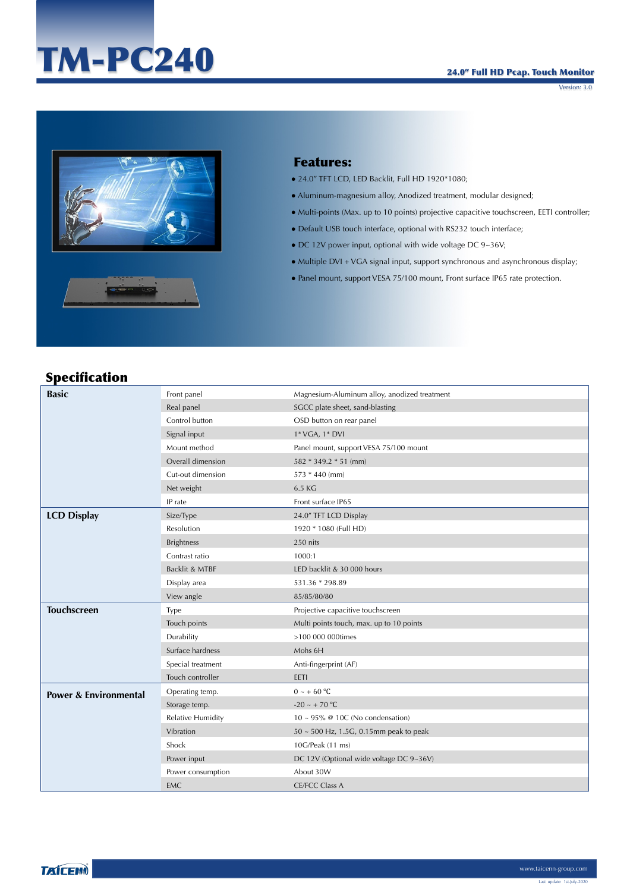# TM-PC240

**24.0" Full HD Pcap. Touch Monitor**

Version: 3.0

## Features:

- 24.0" TFT LCD, LED Backlit, Full HD 1920*1080;
- Aluminum-magnesium alloy, Anodized treatment, modular designed;
- Multi-points (Max. up to 10 points) projective capacitive touchscreen, EETI controller;
- Default USB touch interface, optional with RS232 touch interface;
- DC 12V power input, optional with wide voltage DC 9~36V;
- Multiple DVI + VGA signal input, support synchronous and asynchronous display;
- Panel mount, support VESA 75/100 mount, Front surface IP65 rate protection.

## Specification

| | | |
|---|---|---|
| **Basic** | Front panel | Magnesium-Aluminum alloy, anodized treatment |
| | Real panel | SGCC plate sheet, sand-blasting |
| | Control button | OSD button on rear panel |
| | Signal input | 1* VGA, 1* DVI |
| | Mount method | Panel mount, support VESA 75/100 mount |
| | Overall dimension | 582 * 349.2 * 51 (mm) |
| | Cut-out dimension | 573 * 440 (mm) |
| | Net weight | 6.5 KG |
| | IP rate | Front surface IP65 |
| **LCD Display** | Size/Type | 24.0" TFT LCD Display |
| | Resolution | 1920 * 1080 (Full HD) |
| | Brightness | 250 nits |
| | Contrast ratio | 1000:1 |
| | Backlit & MTBF | LED backlit & 30 000 hours |
| | Display area | 531.36 * 298.89 |
| | View angle | 85/85/80/80 |
| **Touchscreen** | Type | Projective capacitive touchscreen |
| | Touch points | Multi points touch, max. up to 10 points |
| | Durability | >100 000 000times |
| | Surface hardness | Mohs 6H |
| | Special treatment | Anti-fingerprint (AF) |
| | Touch controller | EETI |
| **Power & Environmental** | Operating temp. | 0 ~ + 60 ℃ |
| | Storage temp. | -20 ~ + 70 ℃ |
| | Relative Humidity | 10 ~ 95% @ 10C (No condensation) |
| | Vibration | 50 ~ 500 Hz, 1.5G, 0.15mm peak to peak |
| | Shock | 10G/Peak (11 ms) |
| | Power input | DC 12V (Optional wide voltage DC 9~36V) |
| | Power consumption | About 30W |
| | EMC | CE/FCC Class A |

www.taicenn-group.com

Last update: 1st-July-2020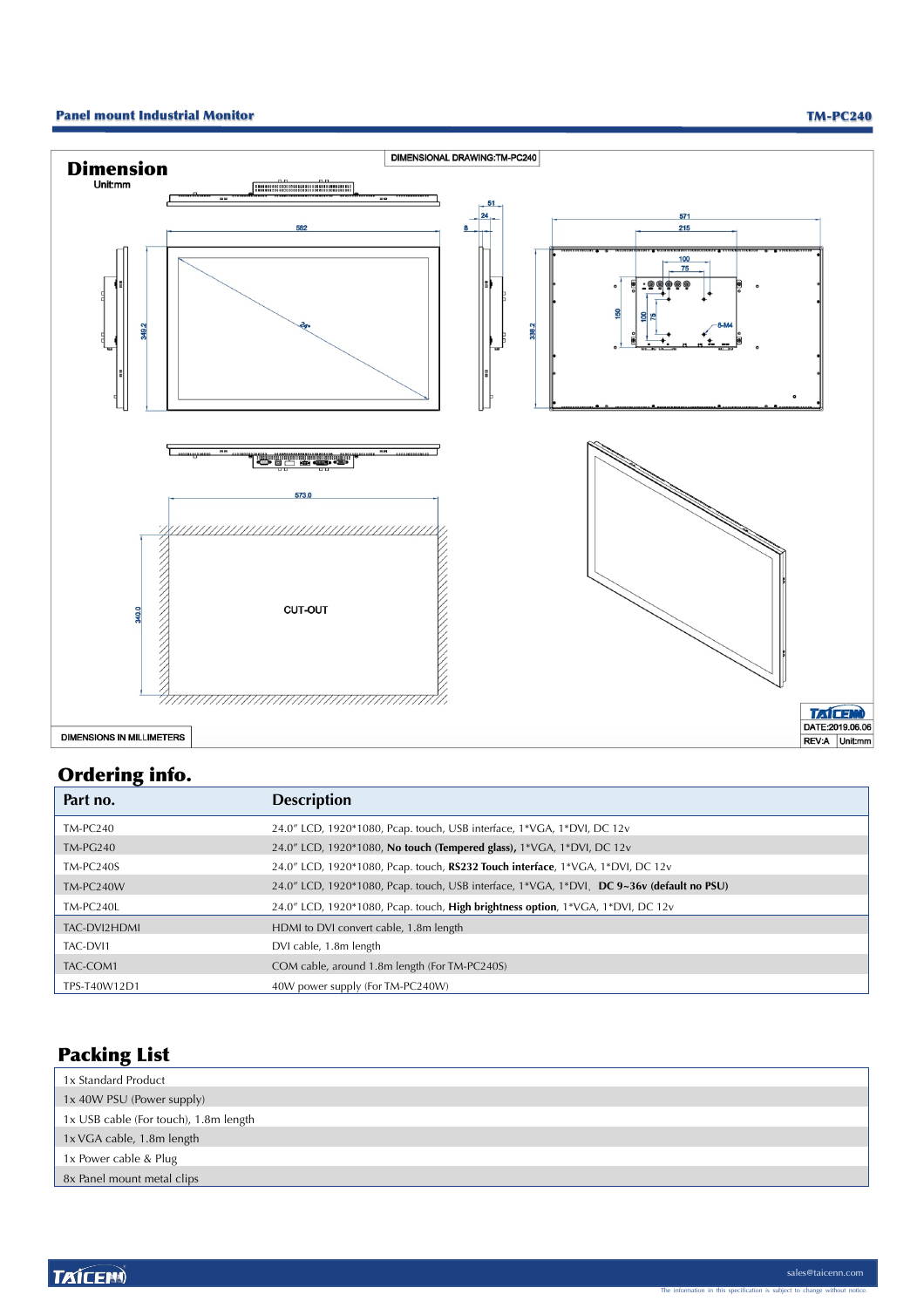## Dimension

Unit:mm

DIMENSIONAL DRAWING:TM-PC240

582

24"

349.2

8

24

51

338.2

571

215

100

75

150

100

75

8-M4

573.0

340.0

CUT-OUT

DIMENSIONS IN MILLIMETERS

DATE:2019.06.06

REV:A Unit:mm

## Ordering info.

| Part no. | Description |
|---|---|
| TM-PC240 | 24.0" LCD, 1920*1080, Pcap. touch, USB interface, 1*VGA, 1*DVI, DC 12v |
| TM-PG240 | 24.0" LCD, 1920*1080, **No touch (Tempered glass),** 1*VGA, 1*DVI, DC 12v |
| TM-PC240S | 24.0" LCD, 1920*1080, Pcap. touch, **RS232 Touch interface**, 1*VGA, 1*DVI, DC 12v |
| TM-PC240W | 24.0" LCD, 1920*1080, Pcap. touch, USB interface, 1*VGA, 1*DVI, **DC 9~36v (default no PSU)** |
| TM-PC240L | 24.0" LCD, 1920*1080, Pcap. touch, **High brightness option**, 1*VGA, 1*DVI, DC 12v |
| TAC-DVI2HDMI | HDMI to DVI convert cable, 1.8m length |
| TAC-DVI1 | DVI cable, 1.8m length |
| TAC-COM1 | COM cable, around 1.8m length (For TM-PC240S) |
| TPS-T40W12D1 | 40W power supply (For TM-PC240W) |

## Packing List

- 1x Standard Product
- 1x 40W PSU (Power supply)
- 1x USB cable (For touch), 1.8m length
- 1x VGA cable, 1.8m length
- 1x Power cable & Plug
- 8x Panel mount metal clips

sales@taicenn.com

The information in this specification is subject to change without notice.